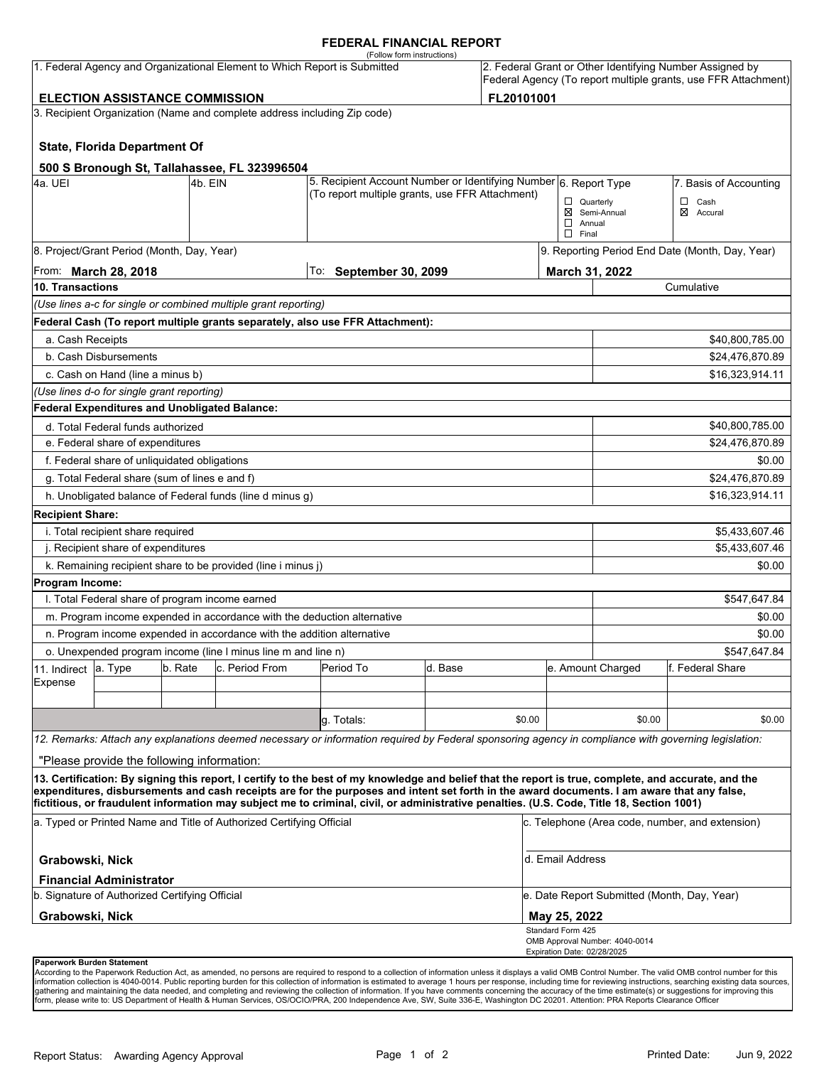# FEDERAL FINANCIAL REPORT

(Follow form instructions)

| 1. Federal Agency and Organizational Element to Which Report is Submitted | 2. Federal Grant or Other Identifying Number Assigned by Federal Agency (To report multiple grants, use FFR Attachment) |
|---|---|
| **ELECTION ASSISTANCE COMMISSION** | **FL20101001** |

**3. Recipient Organization (Name and complete address including Zip code)**

**State, Florida Department Of**

**500 S Bronough St, Tallahassee, FL 323996504**

| 4a. UEI | 4b. EIN | 5. Recipient Account Number or Identifying Number (To report multiple grants, use FFR Attachment) | 6. Report Type | 7. Basis of Accounting |
|---|---|---|---|---|
| | | | ☐ Quarterly<br>☒ Semi-Annual<br>☐ Annual<br>☐ Final | ☐ Cash<br>☒ Accural |

| 8. Project/Grant Period (Month, Day, Year) | | 9. Reporting Period End Date (Month, Day, Year) |
|---|---|---|
| From: **March 28, 2018** | To: **September 30, 2099** | **March 31, 2022** |

| 10. Transactions | Cumulative |
|---|---|
| *(Use lines a-c for single or combined multiple grant reporting)* | |
| **Federal Cash (To report multiple grants separately, also use FFR Attachment):** | |
| a. Cash Receipts | $40,800,785.00 |
| b. Cash Disbursements | $24,476,870.89 |
| c. Cash on Hand (line a minus b) | $16,323,914.11 |
| *(Use lines d-o for single grant reporting)* | |
| **Federal Expenditures and Unobligated Balance:** | |
| d. Total Federal funds authorized | $40,800,785.00 |
| e. Federal share of expenditures | $24,476,870.89 |
| f. Federal share of unliquidated obligations | $0.00 |
| g. Total Federal share (sum of lines e and f) | $24,476,870.89 |
| h. Unobligated balance of Federal funds (line d minus g) | $16,323,914.11 |
| **Recipient Share:** | |
| i. Total recipient share required | $5,433,607.46 |
| j. Recipient share of expenditures | $5,433,607.46 |
| k. Remaining recipient share to be provided (line i minus j) | $0.00 |
| **Program Income:** | |
| l. Total Federal share of program income earned | $547,647.84 |
| m. Program income expended in accordance with the deduction alternative | $0.00 |
| n. Program income expended in accordance with the addition alternative | $0.00 |
| o. Unexpended program income (line l minus line m and line n) | $547,647.84 |

| 11. Indirect Expense | a. Type | b. Rate | c. Period From | Period To | d. Base | e. Amount Charged | f. Federal Share |
|---|---|---|---|---|---|---|---|
| | | | | | | | |
| | | | | | | | |
| | | | | g. Totals: | $0.00 | $0.00 | $0.00 |

*12. Remarks: Attach any explanations deemed necessary or information required by Federal sponsoring agency in compliance with governing legislation:*

"Please provide the following information:

**13. Certification: By signing this report, I certify to the best of my knowledge and belief that the report is true, complete, and accurate, and the expenditures, disbursements and cash receipts are for the purposes and intent set forth in the award documents. I am aware that any false, fictitious, or fraudulent information may subject me to criminal, civil, or administrative penalties. (U.S. Code, Title 18, Section 1001)**

| a. Typed or Printed Name and Title of Authorized Certifying Official | c. Telephone (Area code, number, and extension) |
|---|---|
| **Grabowski, Nick**<br>**Financial Administrator** | d. Email Address |
| b. Signature of Authorized Certifying Official | e. Date Report Submitted (Month, Day, Year) |
| **Grabowski, Nick** | **May 25, 2022** |

Standard Form 425
OMB Approval Number: 4040-0014
Expiration Date: 02/28/2025

**Paperwork Burden Statement**

According to the Paperwork Reduction Act, as amended, no persons are required to respond to a collection of information unless it displays a valid OMB Control Number. The valid OMB control number for this information collection is 4040-0014. Public reporting burden for this collection of information is estimated to average 1 hours per response, including time for reviewing instructions, searching existing data sources, gathering and maintaining the data needed, and completing and reviewing the collection of information. If you have comments concerning the accuracy of the time estimate(s) or suggestions for improving this form, please write to: US Department of Health & Human Services, OS/OCIO/PRA, 200 Independence Ave, SW, Suite 336-E, Washington DC 20201. Attention: PRA Reports Clearance Officer

Report Status: Awarding Agency Approval

Printed Date: Jun 9, 2022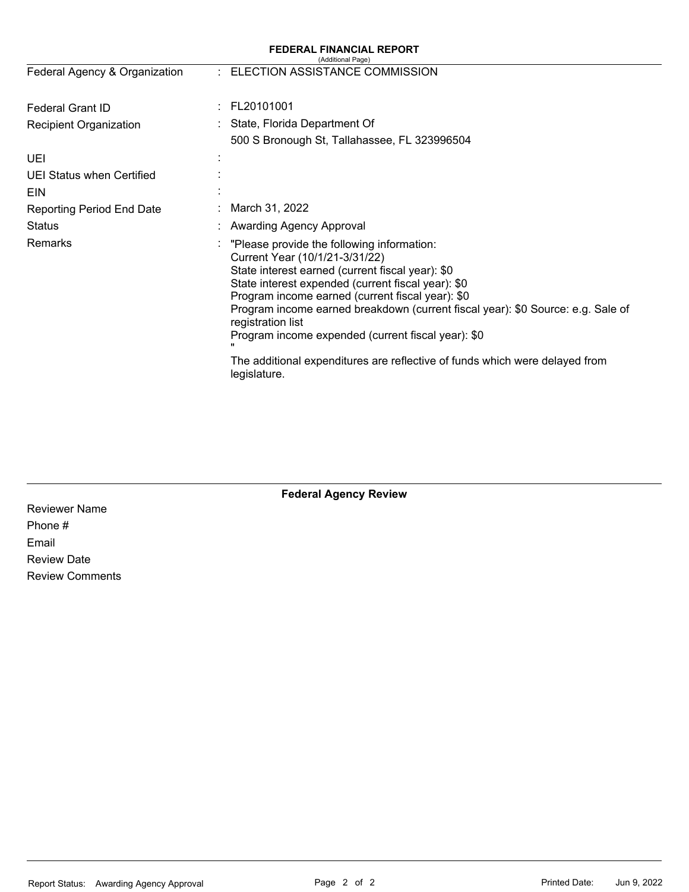# FEDERAL FINANCIAL REPORT

(Additional Page)

| | | |
|---|---|---|
| Federal Agency & Organization | : | ELECTION ASSISTANCE COMMISSION |
| Federal Grant ID | : | FL20101001 |
| Recipient Organization | : | State, Florida Department Of<br>500 S Bronough St, Tallahassee, FL 323996504 |
| UEI | : | |
| UEI Status when Certified | : | |
| EIN | : | |
| Reporting Period End Date | : | March 31, 2022 |
| Status | : | Awarding Agency Approval |
| Remarks | : | "Please provide the following information:<br>Current Year (10/1/21-3/31/22)<br>State interest earned (current fiscal year): $0<br>State interest expended (current fiscal year): $0<br>Program income earned (current fiscal year): $0<br>Program income earned breakdown (current fiscal year): $0 Source: e.g. Sale of registration list<br>Program income expended (current fiscal year): $0<br>"<br>The additional expenditures are reflective of funds which were delayed from legislature. |

## Federal Agency Review

Reviewer Name

Phone #

Email

Review Date

Review Comments

Report Status: Awarding Agency Approval

Printed Date: Jun 9, 2022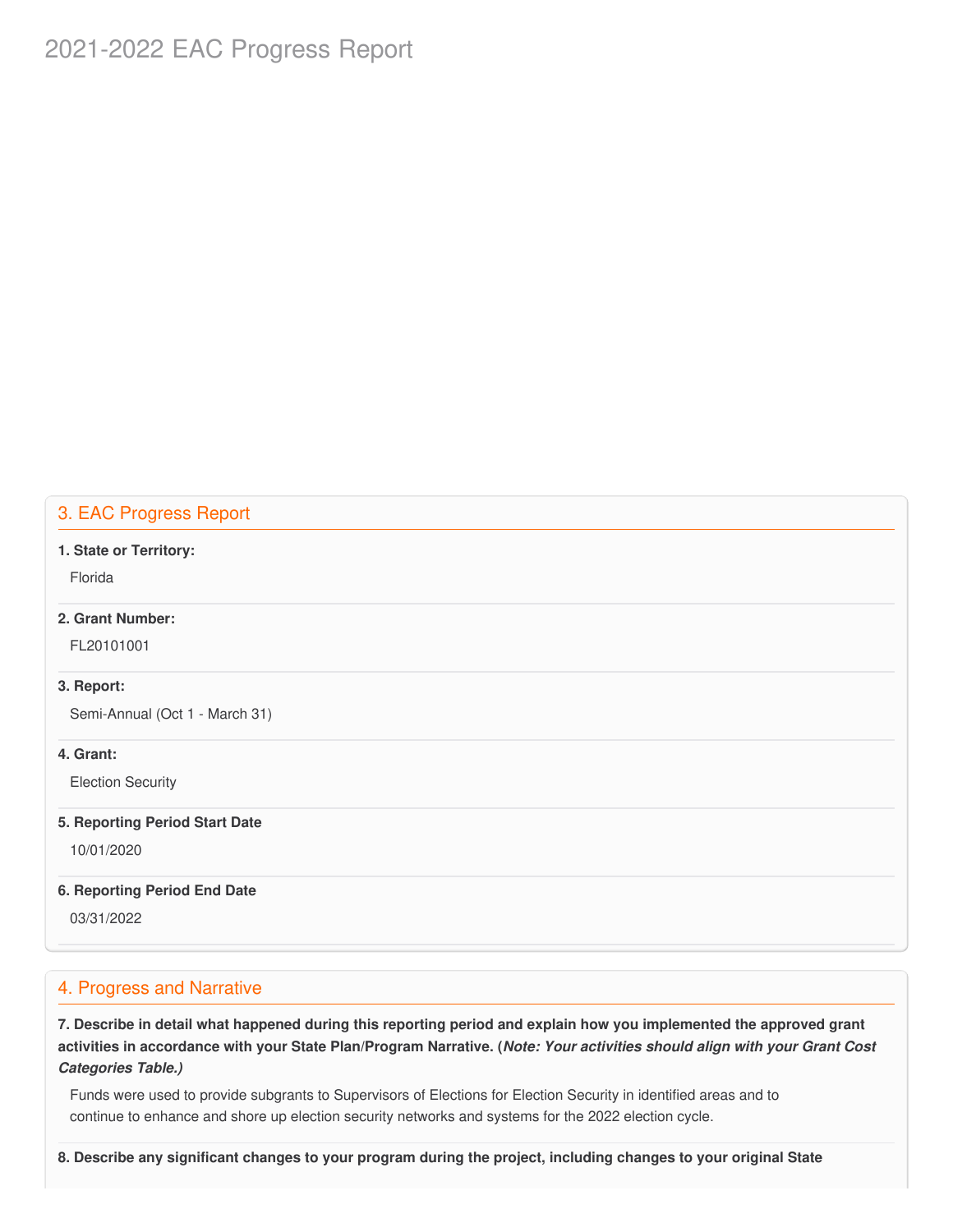# 2021-2022 EAC Progress Report

## 3. EAC Progress Report

**1. State or Territory:**

Florida

**2. Grant Number:**

FL20101001

**3. Report:**

Semi-Annual (Oct 1 - March 31)

**4. Grant:**

Election Security

**5. Reporting Period Start Date**

10/01/2020

**6. Reporting Period End Date**

03/31/2022

## 4. Progress and Narrative

**7. Describe in detail what happened during this reporting period and explain how you implemented the approved grant activities in accordance with your State Plan/Program Narrative. (*Note: Your activities should align with your Grant Cost Categories Table.)***

Funds were used to provide subgrants to Supervisors of Elections for Election Security in identified areas and to continue to enhance and shore up election security networks and systems for the 2022 election cycle.

**8. Describe any significant changes to your program during the project, including changes to your original State**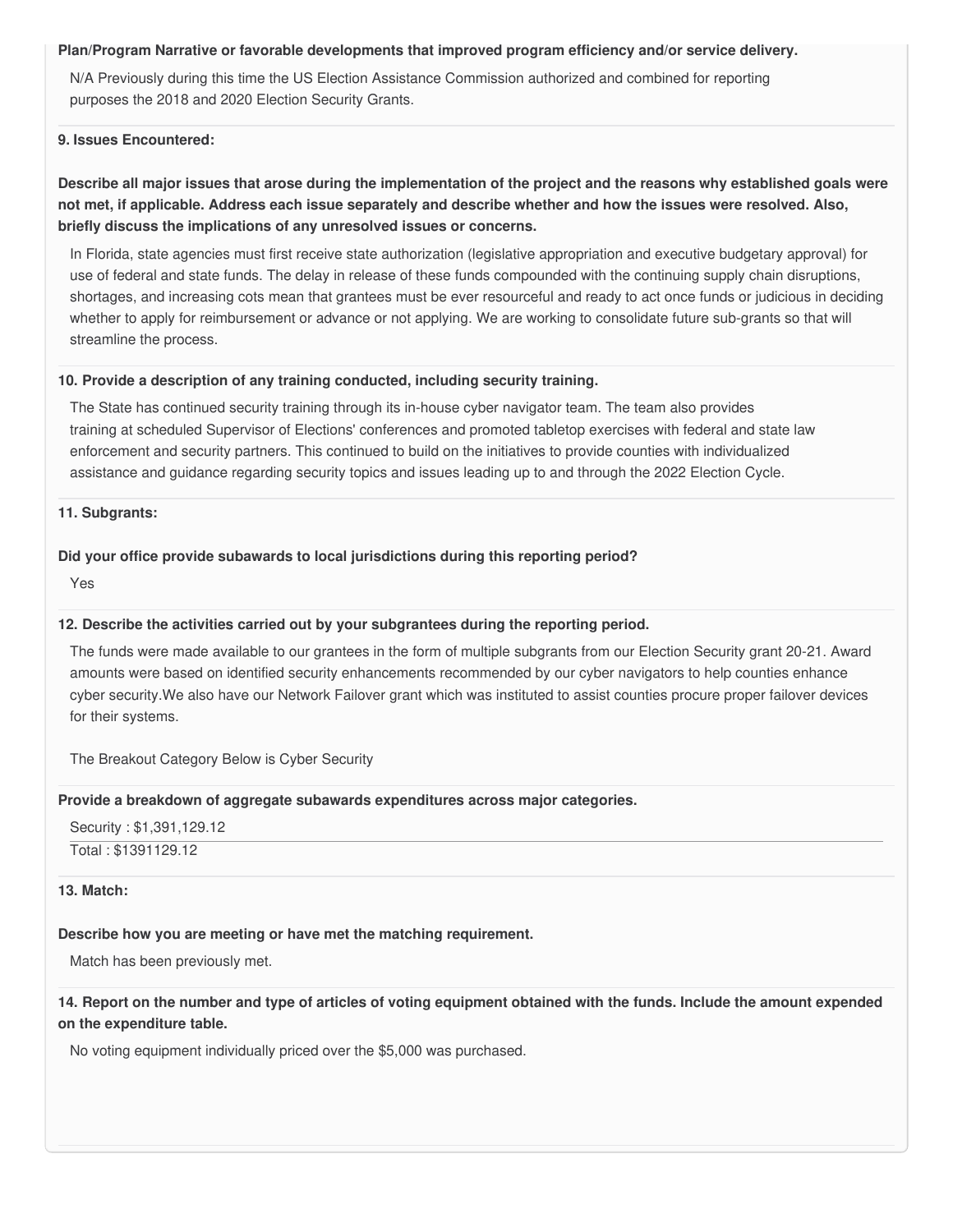**Plan/Program Narrative or favorable developments that improved program efficiency and/or service delivery.**

N/A Previously during this time the US Election Assistance Commission authorized and combined for reporting purposes the 2018 and 2020 Election Security Grants.

**9. Issues Encountered:**

**Describe all major issues that arose during the implementation of the project and the reasons why established goals were not met, if applicable. Address each issue separately and describe whether and how the issues were resolved. Also, briefly discuss the implications of any unresolved issues or concerns.**

In Florida, state agencies must first receive state authorization (legislative appropriation and executive budgetary approval) for use of federal and state funds. The delay in release of these funds compounded with the continuing supply chain disruptions, shortages, and increasing cots mean that grantees must be ever resourceful and ready to act once funds or judicious in deciding whether to apply for reimbursement or advance or not applying. We are working to consolidate future sub-grants so that will streamline the process.

**10. Provide a description of any training conducted, including security training.**

The State has continued security training through its in-house cyber navigator team. The team also provides training at scheduled Supervisor of Elections' conferences and promoted tabletop exercises with federal and state law enforcement and security partners. This continued to build on the initiatives to provide counties with individualized assistance and guidance regarding security topics and issues leading up to and through the 2022 Election Cycle.

**11. Subgrants:**

**Did your office provide subawards to local jurisdictions during this reporting period?**

Yes

**12. Describe the activities carried out by your subgrantees during the reporting period.**

The funds were made available to our grantees in the form of multiple subgrants from our Election Security grant 20-21. Award amounts were based on identified security enhancements recommended by our cyber navigators to help counties enhance cyber security.We also have our Network Failover grant which was instituted to assist counties procure proper failover devices for their systems.

The Breakout Category Below is Cyber Security

**Provide a breakdown of aggregate subawards expenditures across major categories.**

Security : $1,391,129.12

Total : $1391129.12

**13. Match:**

**Describe how you are meeting or have met the matching requirement.**

Match has been previously met.

**14. Report on the number and type of articles of voting equipment obtained with the funds. Include the amount expended on the expenditure table.**

No voting equipment individually priced over the $5,000 was purchased.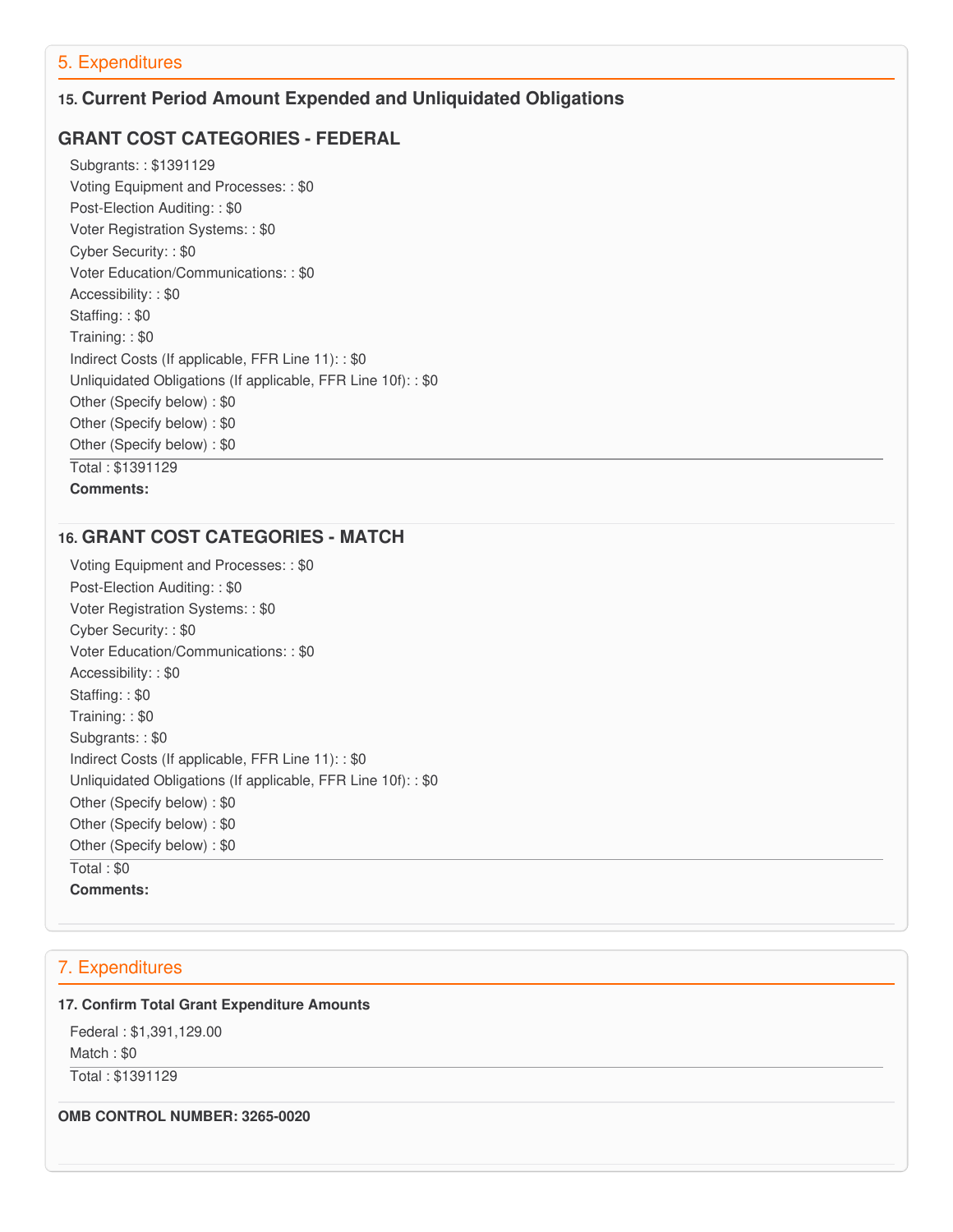## 5. Expenditures

### 15. Current Period Amount Expended and Unliquidated Obligations

### GRANT COST CATEGORIES - FEDERAL

Subgrants: : $1391129
Voting Equipment and Processes: : $0
Post-Election Auditing: : $0
Voter Registration Systems: : $0
Cyber Security: : $0
Voter Education/Communications: : $0
Accessibility: : $0
Staffing: : $0
Training: : $0
Indirect Costs (If applicable, FFR Line 11): : $0
Unliquidated Obligations (If applicable, FFR Line 10f): : $0
Other (Specify below) : $0
Other (Specify below) : $0
Other (Specify below) : $0

---

Total : $1391129

**Comments:**

### 16. GRANT COST CATEGORIES - MATCH

Voting Equipment and Processes: : $0
Post-Election Auditing: : $0
Voter Registration Systems: : $0
Cyber Security: : $0
Voter Education/Communications: : $0
Accessibility: : $0
Staffing: : $0
Training: : $0
Subgrants: : $0
Indirect Costs (If applicable, FFR Line 11): : $0
Unliquidated Obligations (If applicable, FFR Line 10f): : $0
Other (Specify below) : $0
Other (Specify below) : $0
Other (Specify below) : $0

---

Total : $0

**Comments:**

## 7. Expenditures

**17. Confirm Total Grant Expenditure Amounts**

Federal : $1,391,129.00
Match : $0

---

Total : $1391129

**OMB CONTROL NUMBER: 3265-0020**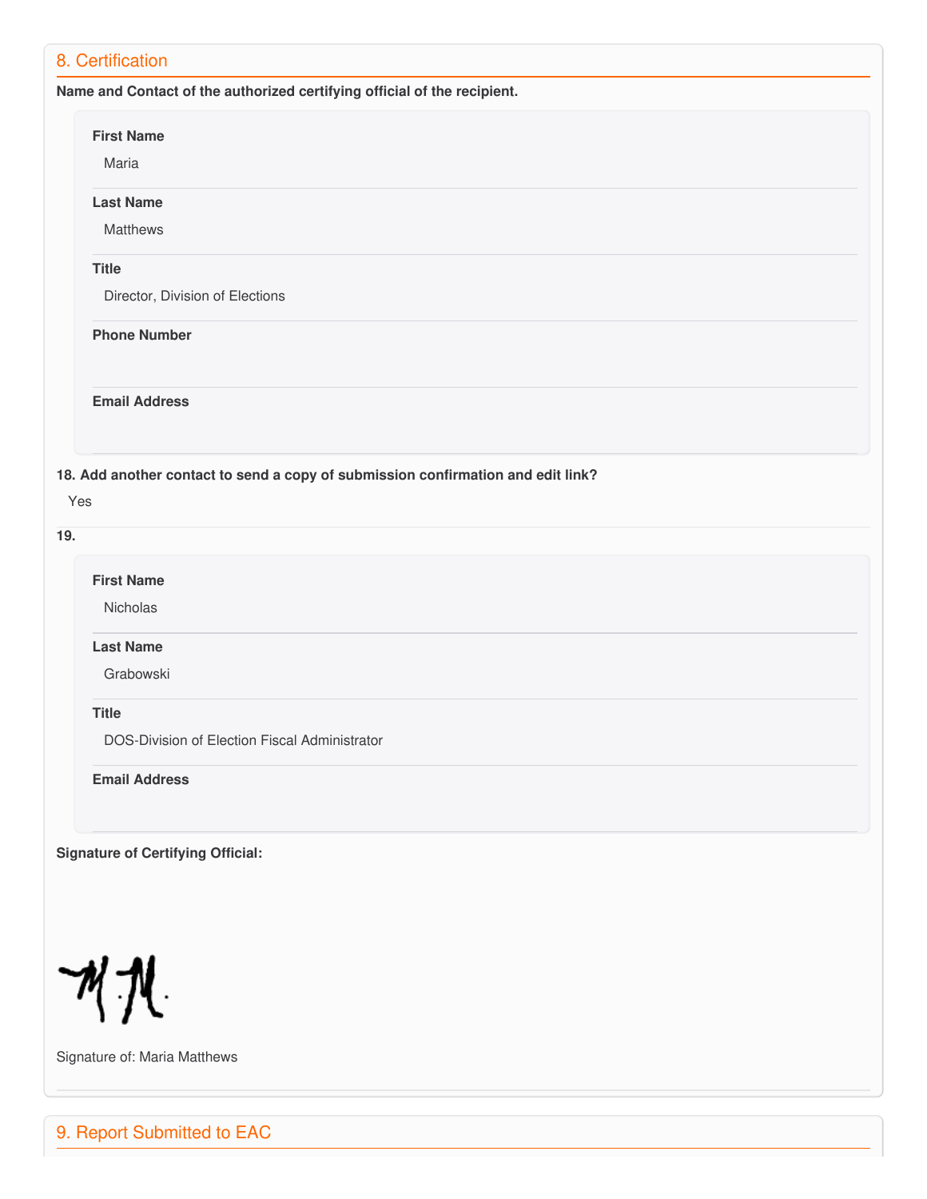## 8. Certification

**Name and Contact of the authorized certifying official of the recipient.**

**First Name**

Maria

**Last Name**

Matthews

**Title**

Director, Division of Elections

**Phone Number**

**Email Address**

**18. Add another contact to send a copy of submission confirmation and edit link?**

Yes

**19.**

**First Name**

Nicholas

**Last Name**

Grabowski

**Title**

DOS-Division of Election Fiscal Administrator

**Email Address**

**Signature of Certifying Official:**

Signature of: Maria Matthews

## 9. Report Submitted to EAC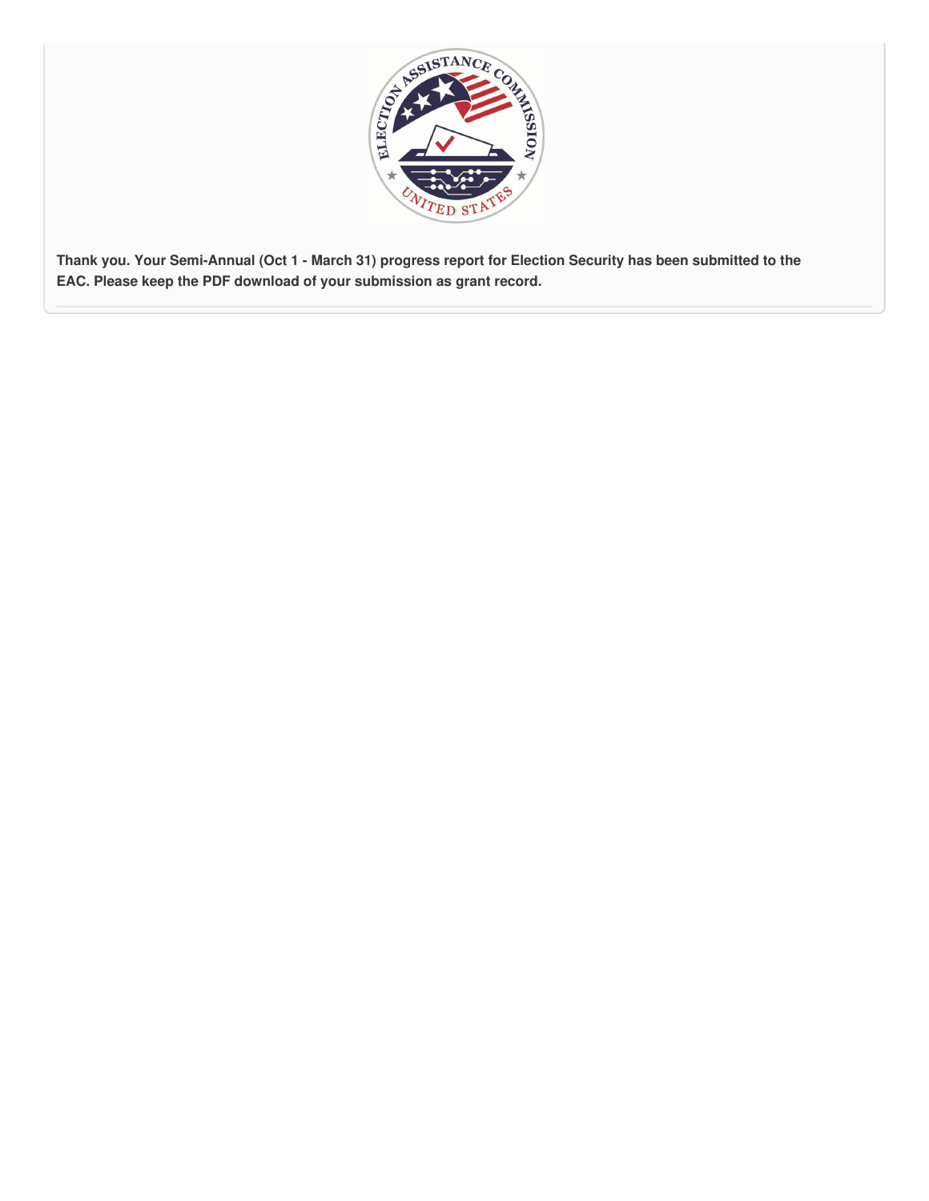**Thank you. Your Semi-Annual (Oct 1 - March 31) progress report for Election Security has been submitted to the EAC. Please keep the PDF download of your submission as grant record.**